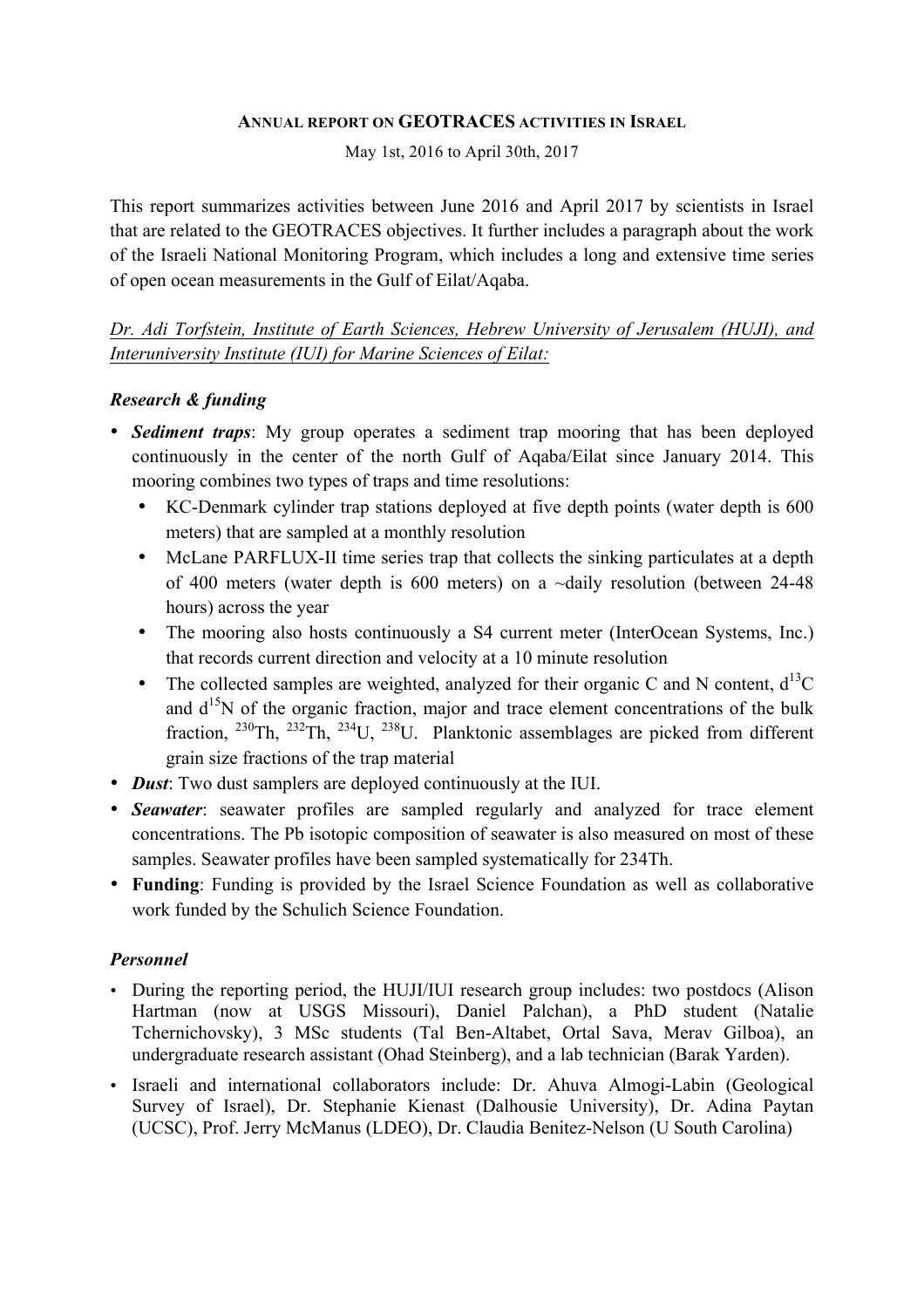# ANNUAL REPORT ON GEOTRACES ACTIVITIES IN ISRAEL

May 1st, 2016 to April 30th, 2017

This report summarizes activities between June 2016 and April 2017 by scientists in Israel that are related to the GEOTRACES objectives. It further includes a paragraph about the work of the Israeli National Monitoring Program, which includes a long and extensive time series of open ocean measurements in the Gulf of Eilat/Aqaba.

*Dr. Adi Torfstein, Institute of Earth Sciences, Hebrew University of Jerusalem (HUJI), and Interuniversity Institute (IUI) for Marine Sciences of Eilat:*

### *Research & funding*

- ***Sediment traps***: My group operates a sediment trap mooring that has been deployed continuously in the center of the north Gulf of Aqaba/Eilat since January 2014. This mooring combines two types of traps and time resolutions:
  - KC-Denmark cylinder trap stations deployed at five depth points (water depth is 600 meters) that are sampled at a monthly resolution
  - McLane PARFLUX-II time series trap that collects the sinking particulates at a depth of 400 meters (water depth is 600 meters) on a ~daily resolution (between 24-48 hours) across the year
  - The mooring also hosts continuously a S4 current meter (InterOcean Systems, Inc.) that records current direction and velocity at a 10 minute resolution
  - The collected samples are weighted, analyzed for their organic C and N content, $d^{13}C$ and $d^{15}N$ of the organic fraction, major and trace element concentrations of the bulk fraction, $^{230}Th$, $^{232}Th$, $^{234}U$, $^{238}U$. Planktonic assemblages are picked from different grain size fractions of the trap material
- ***Dust***: Two dust samplers are deployed continuously at the IUI.
- ***Seawater***: seawater profiles are sampled regularly and analyzed for trace element concentrations. The Pb isotopic composition of seawater is also measured on most of these samples. Seawater profiles have been sampled systematically for 234Th.
- **Funding**: Funding is provided by the Israel Science Foundation as well as collaborative work funded by the Schulich Science Foundation.

### *Personnel*

- During the reporting period, the HUJI/IUI research group includes: two postdocs (Alison Hartman (now at USGS Missouri), Daniel Palchan), a PhD student (Natalie Tchernichovsky), 3 MSc students (Tal Ben-Altabet, Ortal Sava, Merav Gilboa), an undergraduate research assistant (Ohad Steinberg), and a lab technician (Barak Yarden).
- Israeli and international collaborators include: Dr. Ahuva Almogi-Labin (Geological Survey of Israel), Dr. Stephanie Kienast (Dalhousie University), Dr. Adina Paytan (UCSC), Prof. Jerry McManus (LDEO), Dr. Claudia Benitez-Nelson (U South Carolina)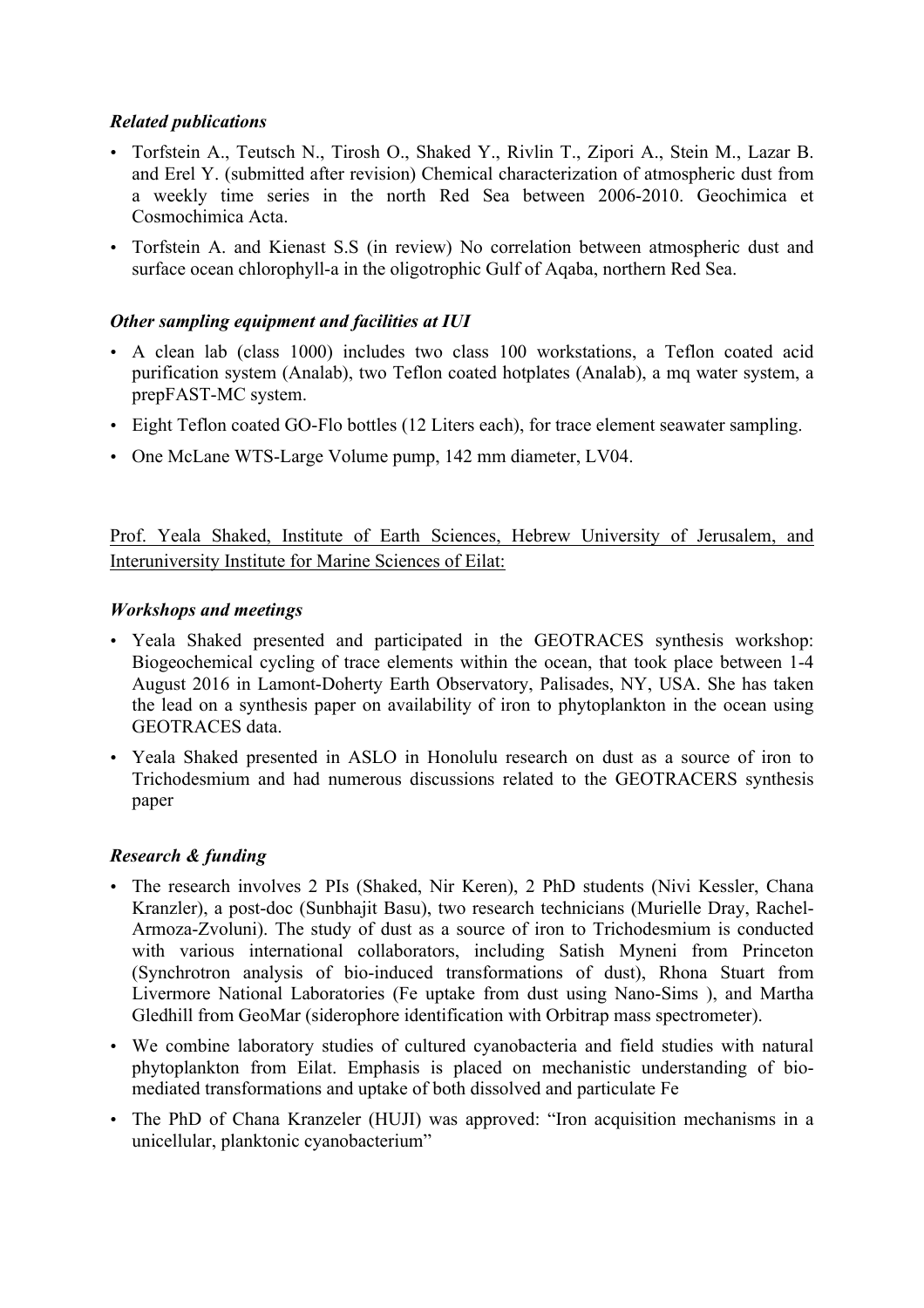### *Related publications*

- Torfstein A., Teutsch N., Tirosh O., Shaked Y., Rivlin T., Zipori A., Stein M., Lazar B. and Erel Y. (submitted after revision) Chemical characterization of atmospheric dust from a weekly time series in the north Red Sea between 2006-2010. Geochimica et Cosmochimica Acta.
- Torfstein A. and Kienast S.S (in review) No correlation between atmospheric dust and surface ocean chlorophyll-a in the oligotrophic Gulf of Aqaba, northern Red Sea.

### *Other sampling equipment and facilities at IUI*

- A clean lab (class 1000) includes two class 100 workstations, a Teflon coated acid purification system (Analab), two Teflon coated hotplates (Analab), a mq water system, a prepFAST-MC system.
- Eight Teflon coated GO-Flo bottles (12 Liters each), for trace element seawater sampling.
- One McLane WTS-Large Volume pump, 142 mm diameter, LV04.

<u>Prof. Yeala Shaked, Institute of Earth Sciences, Hebrew University of Jerusalem, and Interuniversity Institute for Marine Sciences of Eilat:</u>

### *Workshops and meetings*

- Yeala Shaked presented and participated in the GEOTRACES synthesis workshop: Biogeochemical cycling of trace elements within the ocean, that took place between 1-4 August 2016 in Lamont-Doherty Earth Observatory, Palisades, NY, USA. She has taken the lead on a synthesis paper on availability of iron to phytoplankton in the ocean using GEOTRACES data.
- Yeala Shaked presented in ASLO in Honolulu research on dust as a source of iron to Trichodesmium and had numerous discussions related to the GEOTRACERS synthesis paper

### *Research & funding*

- The research involves 2 PIs (Shaked, Nir Keren), 2 PhD students (Nivi Kessler, Chana Kranzler), a post-doc (Sunbhajit Basu), two research technicians (Murielle Dray, Rachel-Armoza-Zvoluni). The study of dust as a source of iron to Trichodesmium is conducted with various international collaborators, including Satish Myneni from Princeton (Synchrotron analysis of bio-induced transformations of dust), Rhona Stuart from Livermore National Laboratories (Fe uptake from dust using Nano-Sims ), and Martha Gledhill from GeoMar (siderophore identification with Orbitrap mass spectrometer).
- We combine laboratory studies of cultured cyanobacteria and field studies with natural phytoplankton from Eilat. Emphasis is placed on mechanistic understanding of bio-mediated transformations and uptake of both dissolved and particulate Fe
- The PhD of Chana Kranzeler (HUJI) was approved: "Iron acquisition mechanisms in a unicellular, planktonic cyanobacterium"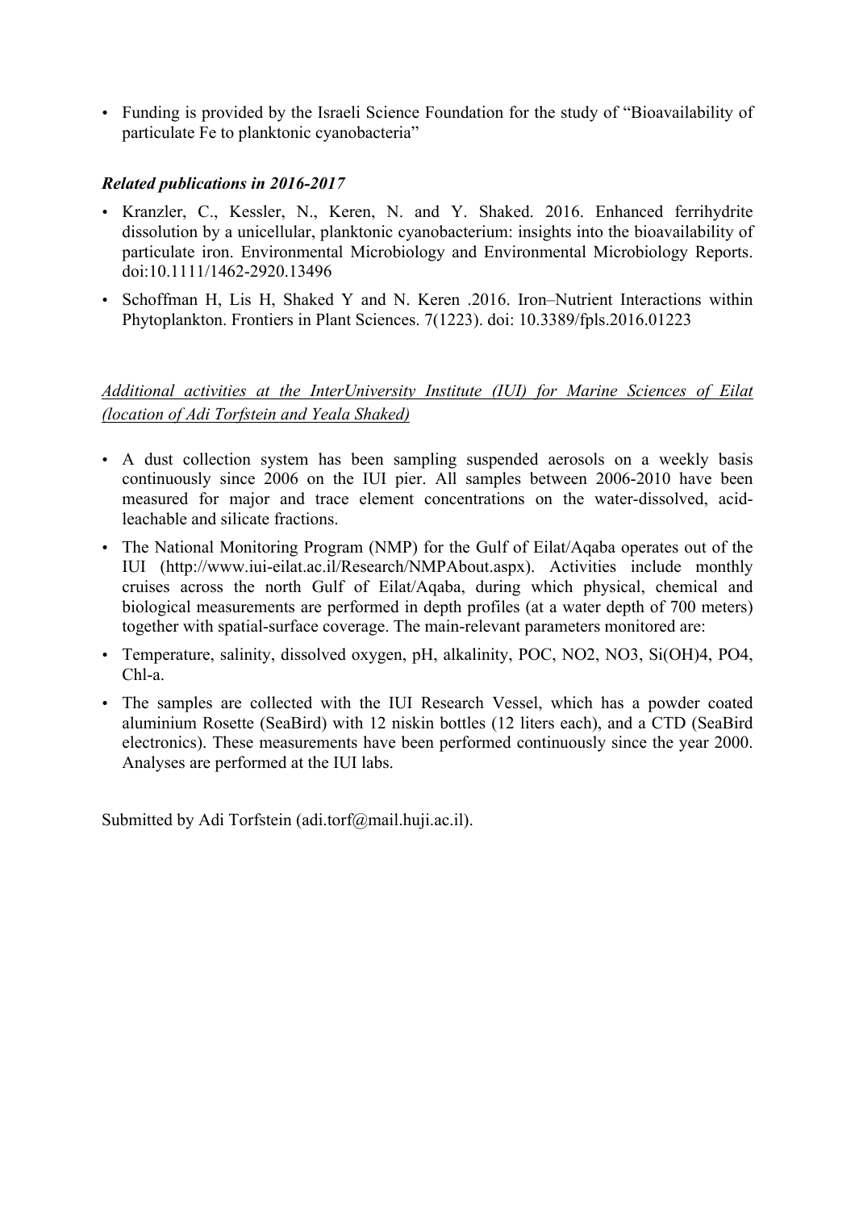- Funding is provided by the Israeli Science Foundation for the study of "Bioavailability of particulate Fe to planktonic cyanobacteria"

***Related publications in 2016-2017***

- Kranzler, C., Kessler, N., Keren, N. and Y. Shaked. 2016. Enhanced ferrihydrite dissolution by a unicellular, planktonic cyanobacterium: insights into the bioavailability of particulate iron. Environmental Microbiology and Environmental Microbiology Reports. doi:10.1111/1462-2920.13496
- Schoffman H, Lis H, Shaked Y and N. Keren .2016. Iron–Nutrient Interactions within Phytoplankton. Frontiers in Plant Sciences. 7(1223). doi: 10.3389/fpls.2016.01223

*Additional activities at the InterUniversity Institute (IUI) for Marine Sciences of Eilat (location of Adi Torfstein and Yeala Shaked)*

- A dust collection system has been sampling suspended aerosols on a weekly basis continuously since 2006 on the IUI pier. All samples between 2006-2010 have been measured for major and trace element concentrations on the water-dissolved, acid-leachable and silicate fractions.
- The National Monitoring Program (NMP) for the Gulf of Eilat/Aqaba operates out of the IUI (http://www.iui-eilat.ac.il/Research/NMPAbout.aspx). Activities include monthly cruises across the north Gulf of Eilat/Aqaba, during which physical, chemical and biological measurements are performed in depth profiles (at a water depth of 700 meters) together with spatial-surface coverage. The main-relevant parameters monitored are:
- Temperature, salinity, dissolved oxygen, pH, alkalinity, POC, $NO_2$, $NO_3$, $Si(OH)_4$, $PO_4$, Chl-a.
- The samples are collected with the IUI Research Vessel, which has a powder coated aluminium Rosette (SeaBird) with 12 niskin bottles (12 liters each), and a CTD (SeaBird electronics). These measurements have been performed continuously since the year 2000. Analyses are performed at the IUI labs.

Submitted by Adi Torfstein (adi.torf@mail.huji.ac.il).